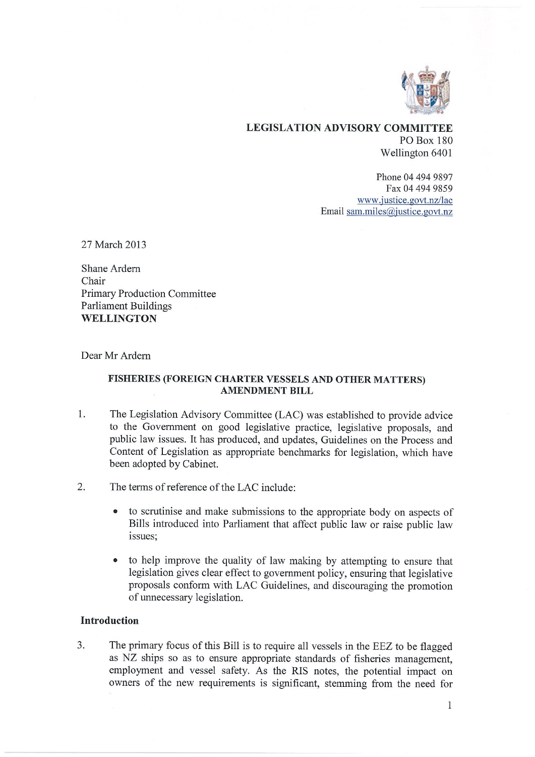**LEGISLATION ADVISORY COMMITTEE**
PO Box 180
Wellington 6401

Phone 04 494 9897
Fax 04 494 9859
www.justice.govt.nz/lac
Email sam.miles@justice.govt.nz

27 March 2013

Shane Ardern
Chair
Primary Production Committee
Parliament Buildings
**WELLINGTON**

Dear Mr Ardern

**FISHERIES (FOREIGN CHARTER VESSELS AND OTHER MATTERS) AMENDMENT BILL**

1. The Legislation Advisory Committee (LAC) was established to provide advice to the Government on good legislative practice, legislative proposals, and public law issues. It has produced, and updates, Guidelines on the Process and Content of Legislation as appropriate benchmarks for legislation, which have been adopted by Cabinet.

2. The terms of reference of the LAC include:

   - to scrutinise and make submissions to the appropriate body on aspects of Bills introduced into Parliament that affect public law or raise public law issues;

   - to help improve the quality of law making by attempting to ensure that legislation gives clear effect to government policy, ensuring that legislative proposals conform with LAC Guidelines, and discouraging the promotion of unnecessary legislation.

## Introduction

3. The primary focus of this Bill is to require all vessels in the EEZ to be flagged as NZ ships so as to ensure appropriate standards of fisheries management, employment and vessel safety. As the RIS notes, the potential impact on owners of the new requirements is significant, stemming from the need for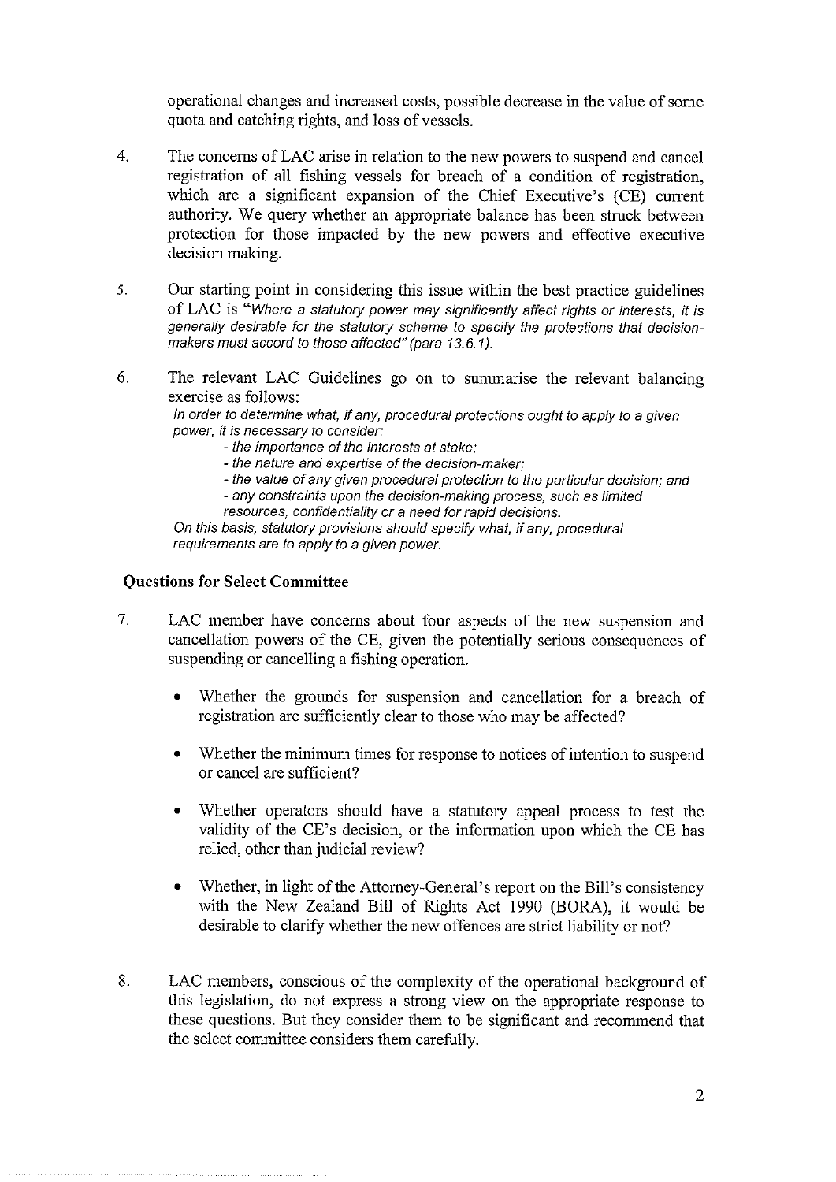operational changes and increased costs, possible decrease in the value of some quota and catching rights, and loss of vessels.

4. The concerns of LAC arise in relation to the new powers to suspend and cancel registration of all fishing vessels for breach of a condition of registration, which are a significant expansion of the Chief Executive's (CE) current authority. We query whether an appropriate balance has been struck between protection for those impacted by the new powers and effective executive decision making.

5. Our starting point in considering this issue within the best practice guidelines of LAC is "*Where a statutory power may significantly affect rights or interests, it is generally desirable for the statutory scheme to specify the protections that decision-makers must accord to those affected" (para 13.6.1).*

6. The relevant LAC Guidelines go on to summarise the relevant balancing exercise as follows:

   *In order to determine what, if any, procedural protections ought to apply to a given power, it is necessary to consider:*
   - *the importance of the interests at stake;*
   - *the nature and expertise of the decision-maker;*
   - *the value of any given procedural protection to the particular decision; and*
   - *any constraints upon the decision-making process, such as limited resources, confidentiality or a need for rapid decisions.*

   *On this basis, statutory provisions should specify what, if any, procedural requirements are to apply to a given power.*

## Questions for Select Committee

7. LAC member have concerns about four aspects of the new suspension and cancellation powers of the CE, given the potentially serious consequences of suspending or cancelling a fishing operation.

   - Whether the grounds for suspension and cancellation for a breach of registration are sufficiently clear to those who may be affected?
   - Whether the minimum times for response to notices of intention to suspend or cancel are sufficient?
   - Whether operators should have a statutory appeal process to test the validity of the CE's decision, or the information upon which the CE has relied, other than judicial review?
   - Whether, in light of the Attorney-General's report on the Bill's consistency with the New Zealand Bill of Rights Act 1990 (BORA), it would be desirable to clarify whether the new offences are strict liability or not?

8. LAC members, conscious of the complexity of the operational background of this legislation, do not express a strong view on the appropriate response to these questions. But they consider them to be significant and recommend that the select committee considers them carefully.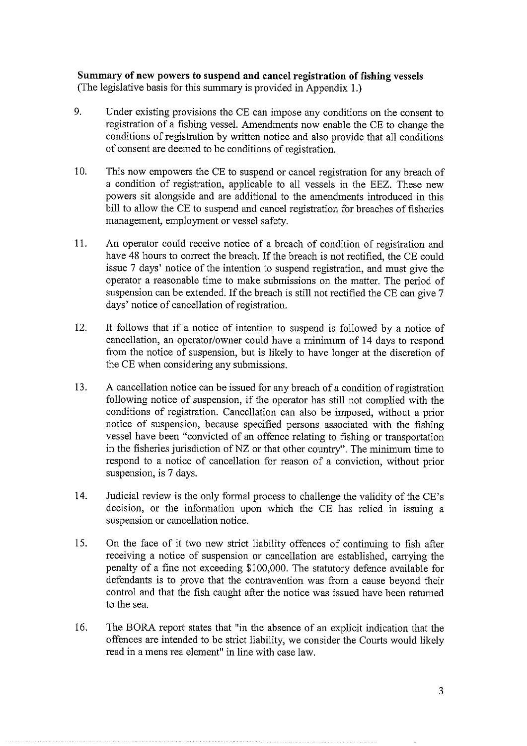**Summary of new powers to suspend and cancel registration of fishing vessels**
(The legislative basis for this summary is provided in Appendix 1.)

9. Under existing provisions the CE can impose any conditions on the consent to registration of a fishing vessel. Amendments now enable the CE to change the conditions of registration by written notice and also provide that all conditions of consent are deemed to be conditions of registration.

10. This now empowers the CE to suspend or cancel registration for any breach of a condition of registration, applicable to all vessels in the EEZ. These new powers sit alongside and are additional to the amendments introduced in this bill to allow the CE to suspend and cancel registration for breaches of fisheries management, employment or vessel safety.

11. An operator could receive notice of a breach of condition of registration and have 48 hours to correct the breach. If the breach is not rectified, the CE could issue 7 days' notice of the intention to suspend registration, and must give the operator a reasonable time to make submissions on the matter. The period of suspension can be extended. If the breach is still not rectified the CE can give 7 days' notice of cancellation of registration.

12. It follows that if a notice of intention to suspend is followed by a notice of cancellation, an operator/owner could have a minimum of 14 days to respond from the notice of suspension, but is likely to have longer at the discretion of the CE when considering any submissions.

13. A cancellation notice can be issued for any breach of a condition of registration following notice of suspension, if the operator has still not complied with the conditions of registration. Cancellation can also be imposed, without a prior notice of suspension, because specified persons associated with the fishing vessel have been "convicted of an offence relating to fishing or transportation in the fisheries jurisdiction of NZ or that other country". The minimum time to respond to a notice of cancellation for reason of a conviction, without prior suspension, is 7 days.

14. Judicial review is the only formal process to challenge the validity of the CE's decision, or the information upon which the CE has relied in issuing a suspension or cancellation notice.

15. On the face of it two new strict liability offences of continuing to fish after receiving a notice of suspension or cancellation are established, carrying the penalty of a fine not exceeding $100,000. The statutory defence available for defendants is to prove that the contravention was from a cause beyond their control and that the fish caught after the notice was issued have been returned to the sea.

16. The BORA report states that "in the absence of an explicit indication that the offences are intended to be strict liability, we consider the Courts would likely read in a mens rea element" in line with case law.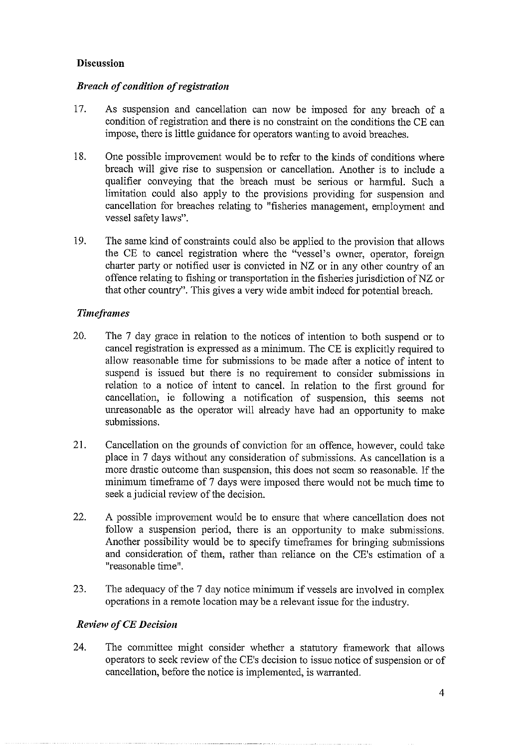## Discussion

### *Breach of condition of registration*

17. As suspension and cancellation can now be imposed for any breach of a condition of registration and there is no constraint on the conditions the CE can impose, there is little guidance for operators wanting to avoid breaches.

18. One possible improvement would be to refer to the kinds of conditions where breach will give rise to suspension or cancellation. Another is to include a qualifier conveying that the breach must be serious or harmful. Such a limitation could also apply to the provisions providing for suspension and cancellation for breaches relating to "fisheries management, employment and vessel safety laws".

19. The same kind of constraints could also be applied to the provision that allows the CE to cancel registration where the "vessel's owner, operator, foreign charter party or notified user is convicted in NZ or in any other country of an offence relating to fishing or transportation in the fisheries jurisdiction of NZ or that other country". This gives a very wide ambit indeed for potential breach.

### *Timeframes*

20. The 7 day grace in relation to the notices of intention to both suspend or to cancel registration is expressed as a minimum. The CE is explicitly required to allow reasonable time for submissions to be made after a notice of intent to suspend is issued but there is no requirement to consider submissions in relation to a notice of intent to cancel. In relation to the first ground for cancellation, ie following a notification of suspension, this seems not unreasonable as the operator will already have had an opportunity to make submissions.

21. Cancellation on the grounds of conviction for an offence, however, could take place in 7 days without any consideration of submissions. As cancellation is a more drastic outcome than suspension, this does not seem so reasonable. If the minimum timeframe of 7 days were imposed there would not be much time to seek a judicial review of the decision.

22. A possible improvement would be to ensure that where cancellation does not follow a suspension period, there is an opportunity to make submissions. Another possibility would be to specify timeframes for bringing submissions and consideration of them, rather than reliance on the CE's estimation of a "reasonable time".

23. The adequacy of the 7 day notice minimum if vessels are involved in complex operations in a remote location may be a relevant issue for the industry.

### *Review of CE Decision*

24. The committee might consider whether a statutory framework that allows operators to seek review of the CE's decision to issue notice of suspension or of cancellation, before the notice is implemented, is warranted.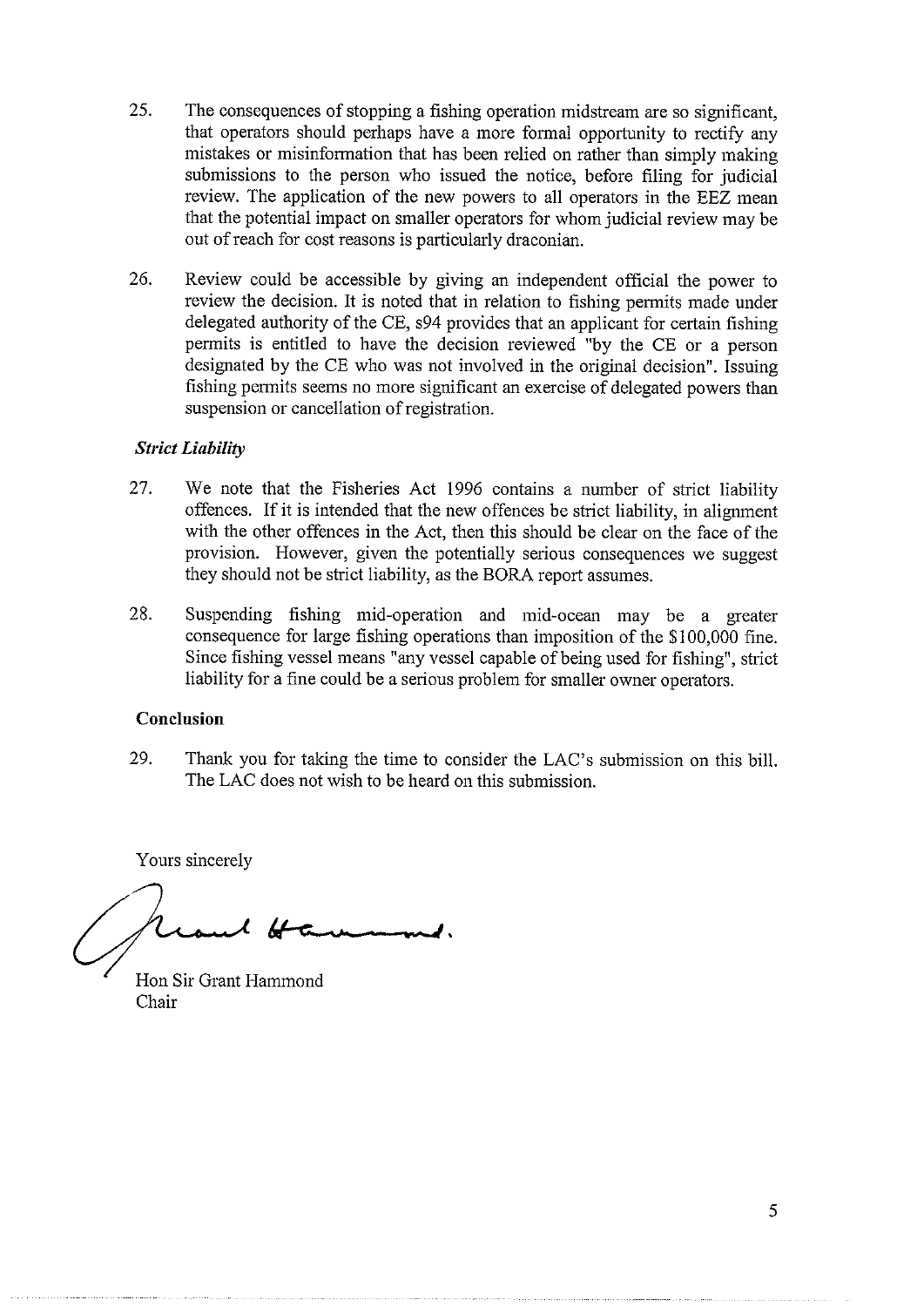25. The consequences of stopping a fishing operation midstream are so significant, that operators should perhaps have a more formal opportunity to rectify any mistakes or misinformation that has been relied on rather than simply making submissions to the person who issued the notice, before filing for judicial review. The application of the new powers to all operators in the EEZ mean that the potential impact on smaller operators for whom judicial review may be out of reach for cost reasons is particularly draconian.

26. Review could be accessible by giving an independent official the power to review the decision. It is noted that in relation to fishing permits made under delegated authority of the CE, s94 provides that an applicant for certain fishing permits is entitled to have the decision reviewed "by the CE or a person designated by the CE who was not involved in the original decision". Issuing fishing permits seems no more significant an exercise of delegated powers than suspension or cancellation of registration.

### *Strict Liability*

27. We note that the Fisheries Act 1996 contains a number of strict liability offences. If it is intended that the new offences be strict liability, in alignment with the other offences in the Act, then this should be clear on the face of the provision. However, given the potentially serious consequences we suggest they should not be strict liability, as the BORA report assumes.

28. Suspending fishing mid-operation and mid-ocean may be a greater consequence for large fishing operations than imposition of the $100,000 fine. Since fishing vessel means "any vessel capable of being used for fishing", strict liability for a fine could be a serious problem for smaller owner operators.

### **Conclusion**

29. Thank you for taking the time to consider the LAC's submission on this bill. The LAC does not wish to be heard on this submission.

Yours sincerely

Hon Sir Grant Hammond
Chair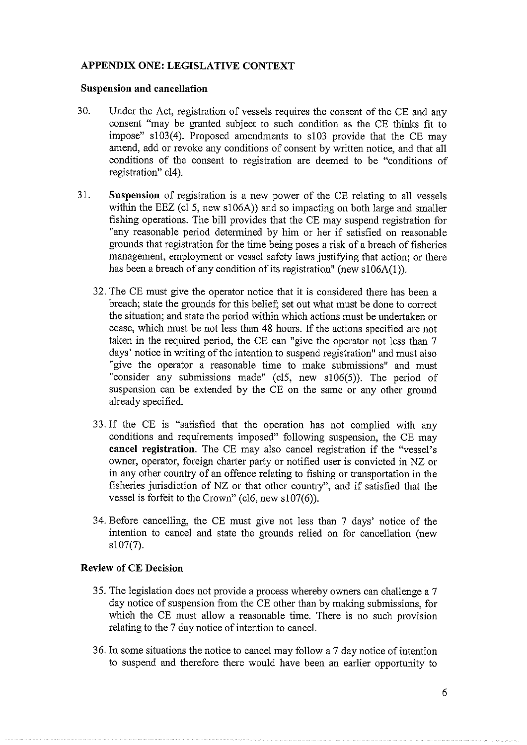## APPENDIX ONE: LEGISLATIVE CONTEXT

### Suspension and cancellation

30. Under the Act, registration of vessels requires the consent of the CE and any consent "may be granted subject to such condition as the CE thinks fit to impose" s103(4). Proposed amendments to s103 provide that the CE may amend, add or revoke any conditions of consent by written notice, and that all conditions of the consent to registration are deemed to be "conditions of registration" cl4).

31. **Suspension** of registration is a new power of the CE relating to all vessels within the EEZ (cl 5, new s106A)) and so impacting on both large and smaller fishing operations. The bill provides that the CE may suspend registration for "any reasonable period determined by him or her if satisfied on reasonable grounds that registration for the time being poses a risk of a breach of fisheries management, employment or vessel safety laws justifying that action; or there has been a breach of any condition of its registration" (new s106A(1)).

32. The CE must give the operator notice that it is considered there has been a breach; state the grounds for this belief; set out what must be done to correct the situation; and state the period within which actions must be undertaken or cease, which must be not less than 48 hours. If the actions specified are not taken in the required period, the CE can "give the operator not less than 7 days' notice in writing of the intention to suspend registration" and must also "give the operator a reasonable time to make submissions" and must "consider any submissions made" (cl5, new s106(5)). The period of suspension can be extended by the CE on the same or any other ground already specified.

33. If the CE is "satisfied that the operation has not complied with any conditions and requirements imposed" following suspension, the CE may **cancel registration**. The CE may also cancel registration if the "vessel's owner, operator, foreign charter party or notified user is convicted in NZ or in any other country of an offence relating to fishing or transportation in the fisheries jurisdiction of NZ or that other country", and if satisfied that the vessel is forfeit to the Crown" (cl6, new s107(6)).

34. Before cancelling, the CE must give not less than 7 days' notice of the intention to cancel and state the grounds relied on for cancellation (new s107(7).

### Review of CE Decision

35. The legislation does not provide a process whereby owners can challenge a 7 day notice of suspension from the CE other than by making submissions, for which the CE must allow a reasonable time. There is no such provision relating to the 7 day notice of intention to cancel.

36. In some situations the notice to cancel may follow a 7 day notice of intention to suspend and therefore there would have been an earlier opportunity to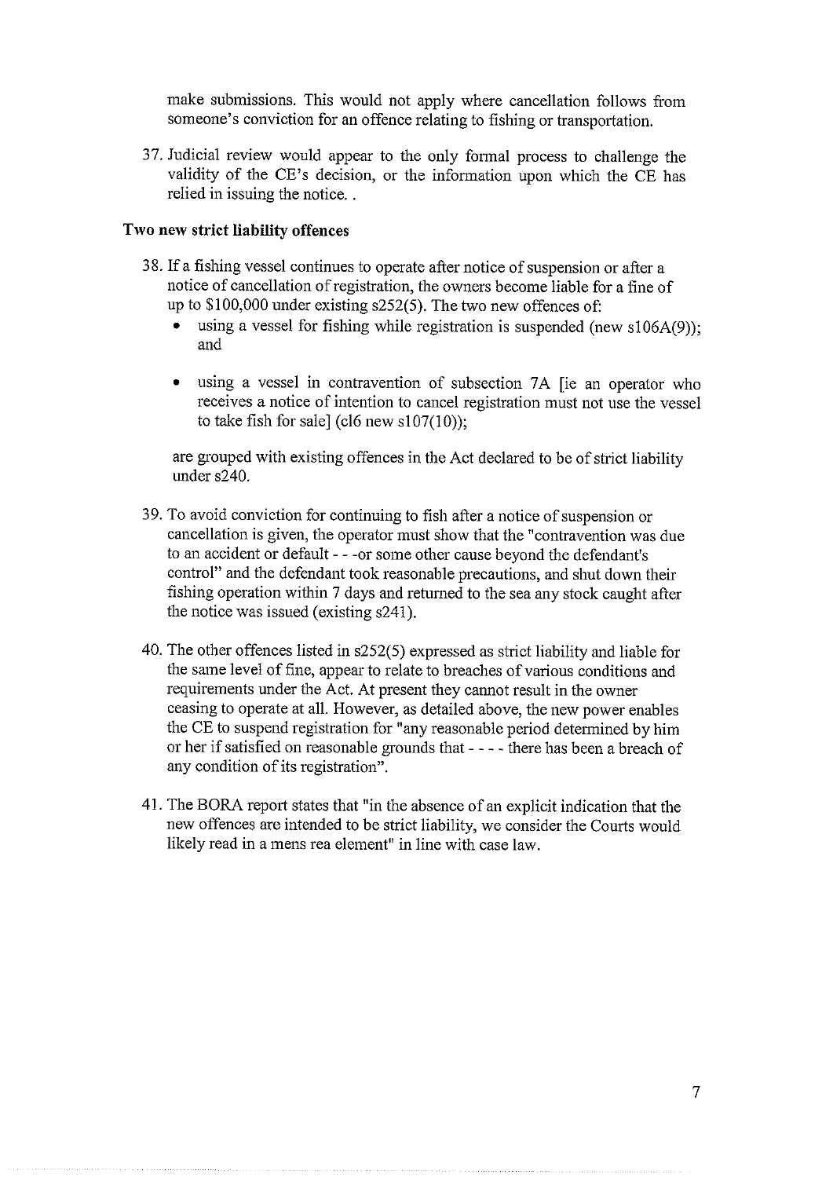make submissions. This would not apply where cancellation follows from someone's conviction for an offence relating to fishing or transportation.

37. Judicial review would appear to the only formal process to challenge the validity of the CE's decision, or the information upon which the CE has relied in issuing the notice. .

### Two new strict liability offences

38. If a fishing vessel continues to operate after notice of suspension or after a notice of cancellation of registration, the owners become liable for a fine of up to $100,000 under existing s252(5). The two new offences of:
    - using a vessel for fishing while registration is suspended (new s106A(9)); and
    - using a vessel in contravention of subsection 7A [ie an operator who receives a notice of intention to cancel registration must not use the vessel to take fish for sale] (cl6 new s107(10));

    are grouped with existing offences in the Act declared to be of strict liability under s240.

39. To avoid conviction for continuing to fish after a notice of suspension or cancellation is given, the operator must show that the "contravention was due to an accident or default - - -or some other cause beyond the defendant's control" and the defendant took reasonable precautions, and shut down their fishing operation within 7 days and returned to the sea any stock caught after the notice was issued (existing s241).

40. The other offences listed in s252(5) expressed as strict liability and liable for the same level of fine, appear to relate to breaches of various conditions and requirements under the Act. At present they cannot result in the owner ceasing to operate at all. However, as detailed above, the new power enables the CE to suspend registration for "any reasonable period determined by him or her if satisfied on reasonable grounds that - - - - there has been a breach of any condition of its registration".

41. The BORA report states that "in the absence of an explicit indication that the new offences are intended to be strict liability, we consider the Courts would likely read in a mens rea element" in line with case law.